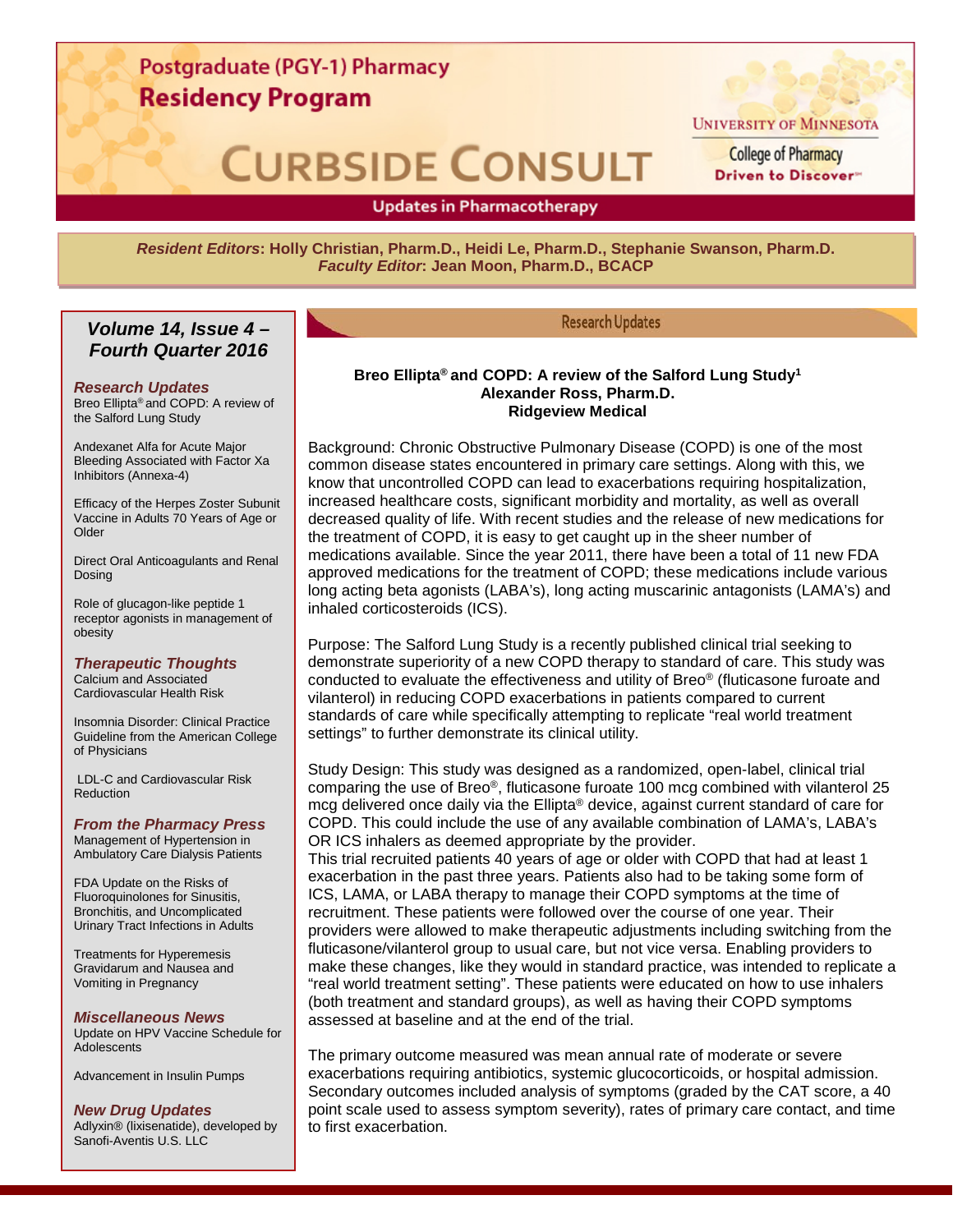# Postgraduate (PGY-1) Pharmacy Residency Program

# CURBSIDE CONSULT

University of Minnesota
College of Pharmacy
Driven to Discover

**Updates in Pharmacotherapy**

***Resident Editors*: Holly Christian, Pharm.D., Heidi Le, Pharm.D., Stephanie Swanson, Pharm.D.**
***Faculty Editor*: Jean Moon, Pharm.D., BCACP**

## *Volume 14, Issue 4 – Fourth Quarter 2016*

***Research Updates***

Breo Ellipta® and COPD: A review of the Salford Lung Study

Andexanet Alfa for Acute Major Bleeding Associated with Factor Xa Inhibitors (Annexa-4)

Efficacy of the Herpes Zoster Subunit Vaccine in Adults 70 Years of Age or Older

Direct Oral Anticoagulants and Renal Dosing

Role of glucagon-like peptide 1 receptor agonists in management of obesity

***Therapeutic Thoughts***

Calcium and Associated Cardiovascular Health Risk

Insomnia Disorder: Clinical Practice Guideline from the American College of Physicians

LDL-C and Cardiovascular Risk Reduction

***From the Pharmacy Press***

Management of Hypertension in Ambulatory Care Dialysis Patients

FDA Update on the Risks of Fluoroquinolones for Sinusitis, Bronchitis, and Uncomplicated Urinary Tract Infections in Adults

Treatments for Hyperemesis Gravidarum and Nausea and Vomiting in Pregnancy

***Miscellaneous News***

Update on HPV Vaccine Schedule for Adolescents

Advancement in Insulin Pumps

***New Drug Updates***

Adlyxin® (lixisenatide), developed by Sanofi-Aventis U.S. LLC

## Research Updates

### Breo Ellipta® and COPD: A review of the Salford Lung Study[1]

**Alexander Ross, Pharm.D.**
**Ridgeview Medical**

Background: Chronic Obstructive Pulmonary Disease (COPD) is one of the most common disease states encountered in primary care settings. Along with this, we know that uncontrolled COPD can lead to exacerbations requiring hospitalization, increased healthcare costs, significant morbidity and mortality, as well as overall decreased quality of life. With recent studies and the release of new medications for the treatment of COPD, it is easy to get caught up in the sheer number of medications available. Since the year 2011, there have been a total of 11 new FDA approved medications for the treatment of COPD; these medications include various long acting beta agonists (LABA's), long acting muscarinic antagonists (LAMA's) and inhaled corticosteroids (ICS).

Purpose: The Salford Lung Study is a recently published clinical trial seeking to demonstrate superiority of a new COPD therapy to standard of care. This study was conducted to evaluate the effectiveness and utility of Breo® (fluticasone furoate and vilanterol) in reducing COPD exacerbations in patients compared to current standards of care while specifically attempting to replicate "real world treatment settings" to further demonstrate its clinical utility.

Study Design: This study was designed as a randomized, open-label, clinical trial comparing the use of Breo®, fluticasone furoate 100 mcg combined with vilanterol 25 mcg delivered once daily via the Ellipta® device, against current standard of care for COPD. This could include the use of any available combination of LAMA's, LABA's OR ICS inhalers as deemed appropriate by the provider.
This trial recruited patients 40 years of age or older with COPD that had at least 1 exacerbation in the past three years. Patients also had to be taking some form of ICS, LAMA, or LABA therapy to manage their COPD symptoms at the time of recruitment. These patients were followed over the course of one year. Their providers were allowed to make therapeutic adjustments including switching from the fluticasone/vilanterol group to usual care, but not vice versa. Enabling providers to make these changes, like they would in standard practice, was intended to replicate a "real world treatment setting". These patients were educated on how to use inhalers (both treatment and standard groups), as well as having their COPD symptoms assessed at baseline and at the end of the trial.

The primary outcome measured was mean annual rate of moderate or severe exacerbations requiring antibiotics, systemic glucocorticoids, or hospital admission. Secondary outcomes included analysis of symptoms (graded by the CAT score, a 40 point scale used to assess symptom severity), rates of primary care contact, and time to first exacerbation.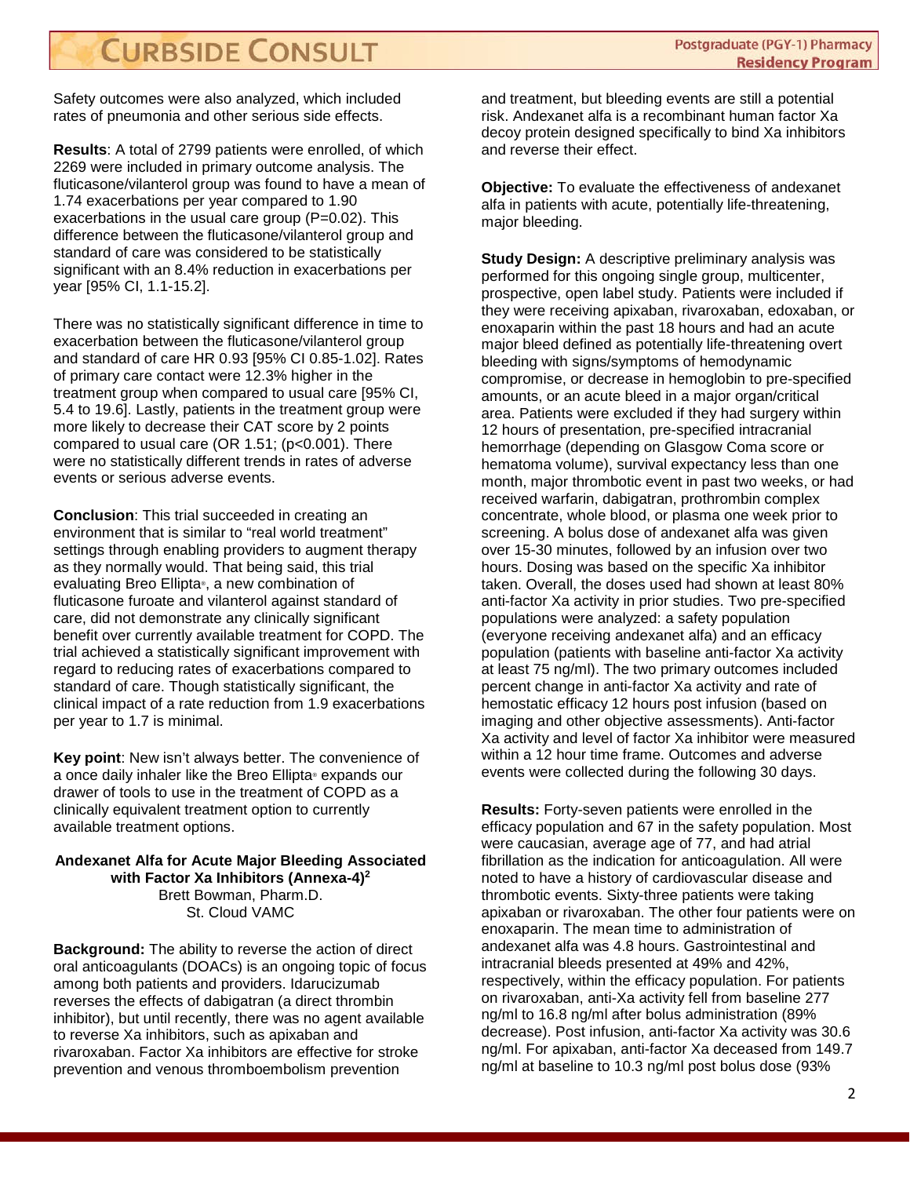Safety outcomes were also analyzed, which included rates of pneumonia and other serious side effects.

**Results**: A total of 2799 patients were enrolled, of which 2269 were included in primary outcome analysis. The fluticasone/vilanterol group was found to have a mean of 1.74 exacerbations per year compared to 1.90 exacerbations in the usual care group (P=0.02). This difference between the fluticasone/vilanterol group and standard of care was considered to be statistically significant with an 8.4% reduction in exacerbations per year [95% CI, 1.1-15.2].

There was no statistically significant difference in time to exacerbation between the fluticasone/vilanterol group and standard of care HR 0.93 [95% CI 0.85-1.02]. Rates of primary care contact were 12.3% higher in the treatment group when compared to usual care [95% CI, 5.4 to 19.6]. Lastly, patients in the treatment group were more likely to decrease their CAT score by 2 points compared to usual care (OR 1.51; (p<0.001). There were no statistically different trends in rates of adverse events or serious adverse events.

**Conclusion**: This trial succeeded in creating an environment that is similar to "real world treatment" settings through enabling providers to augment therapy as they normally would. That being said, this trial evaluating Breo Ellipta®, a new combination of fluticasone furoate and vilanterol against standard of care, did not demonstrate any clinically significant benefit over currently available treatment for COPD. The trial achieved a statistically significant improvement with regard to reducing rates of exacerbations compared to standard of care. Though statistically significant, the clinical impact of a rate reduction from 1.9 exacerbations per year to 1.7 is minimal.

**Key point**: New isn't always better. The convenience of a once daily inhaler like the Breo Ellipta® expands our drawer of tools to use in the treatment of COPD as a clinically equivalent treatment option to currently available treatment options.

## Andexanet Alfa for Acute Major Bleeding Associated with Factor Xa Inhibitors (Annexa-4)[2]

Brett Bowman, Pharm.D.
St. Cloud VAMC

**Background:** The ability to reverse the action of direct oral anticoagulants (DOACs) is an ongoing topic of focus among both patients and providers. Idarucizumab reverses the effects of dabigatran (a direct thrombin inhibitor), but until recently, there was no agent available to reverse Xa inhibitors, such as apixaban and rivaroxaban. Factor Xa inhibitors are effective for stroke prevention and venous thromboembolism prevention and treatment, but bleeding events are still a potential risk. Andexanet alfa is a recombinant human factor Xa decoy protein designed specifically to bind Xa inhibitors and reverse their effect.

**Objective:** To evaluate the effectiveness of andexanet alfa in patients with acute, potentially life-threatening, major bleeding.

**Study Design:** A descriptive preliminary analysis was performed for this ongoing single group, multicenter, prospective, open label study. Patients were included if they were receiving apixaban, rivaroxaban, edoxaban, or enoxaparin within the past 18 hours and had an acute major bleed defined as potentially life-threatening overt bleeding with signs/symptoms of hemodynamic compromise, or decrease in hemoglobin to pre-specified amounts, or an acute bleed in a major organ/critical area. Patients were excluded if they had surgery within 12 hours of presentation, pre-specified intracranial hemorrhage (depending on Glasgow Coma score or hematoma volume), survival expectancy less than one month, major thrombotic event in past two weeks, or had received warfarin, dabigatran, prothrombin complex concentrate, whole blood, or plasma one week prior to screening. A bolus dose of andexanet alfa was given over 15-30 minutes, followed by an infusion over two hours. Dosing was based on the specific Xa inhibitor taken. Overall, the doses used had shown at least 80% anti-factor Xa activity in prior studies. Two pre-specified populations were analyzed: a safety population (everyone receiving andexanet alfa) and an efficacy population (patients with baseline anti-factor Xa activity at least 75 ng/ml). The two primary outcomes included percent change in anti-factor Xa activity and rate of hemostatic efficacy 12 hours post infusion (based on imaging and other objective assessments). Anti-factor Xa activity and level of factor Xa inhibitor were measured within a 12 hour time frame. Outcomes and adverse events were collected during the following 30 days.

**Results:** Forty-seven patients were enrolled in the efficacy population and 67 in the safety population. Most were caucasian, average age of 77, and had atrial fibrillation as the indication for anticoagulation. All were noted to have a history of cardiovascular disease and thrombotic events. Sixty-three patients were taking apixaban or rivaroxaban. The other four patients were on enoxaparin. The mean time to administration of andexanet alfa was 4.8 hours. Gastrointestinal and intracranial bleeds presented at 49% and 42%, respectively, within the efficacy population. For patients on rivaroxaban, anti-Xa activity fell from baseline 277 ng/ml to 16.8 ng/ml after bolus administration (89% decrease). Post infusion, anti-factor Xa activity was 30.6 ng/ml. For apixaban, anti-factor Xa deceased from 149.7 ng/ml at baseline to 10.3 ng/ml post bolus dose (93%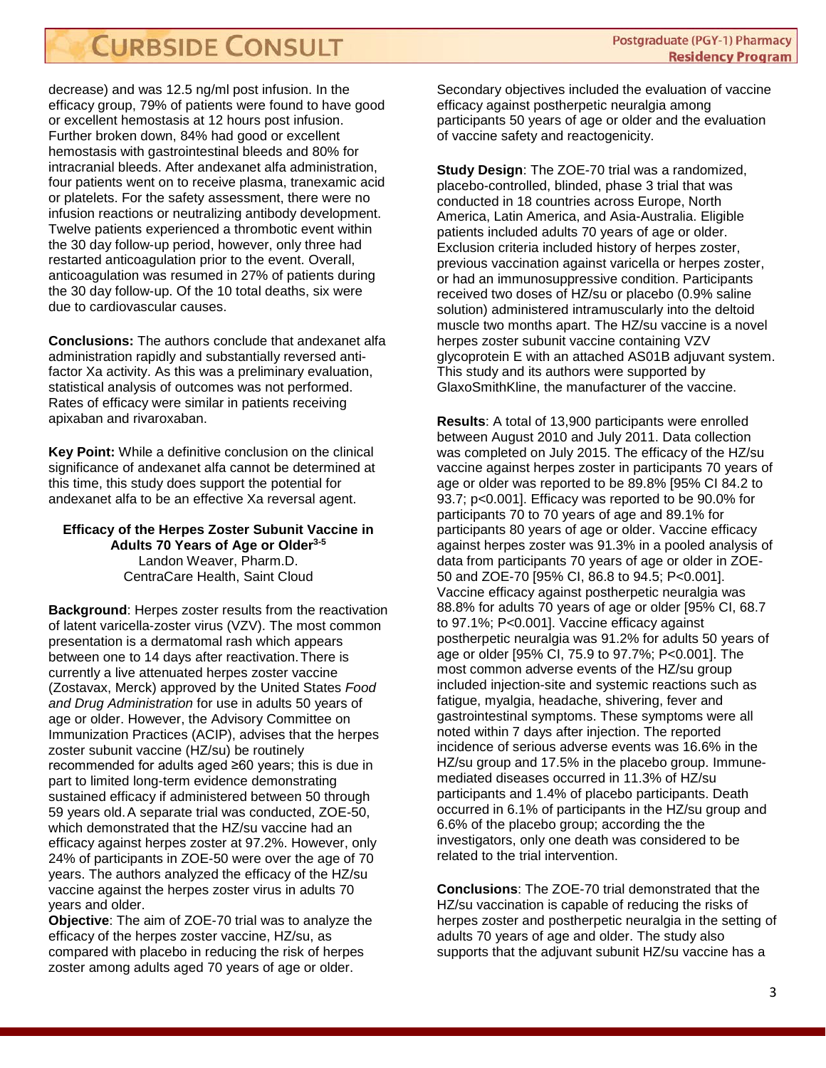decrease) and was 12.5 ng/ml post infusion. In the efficacy group, 79% of patients were found to have good or excellent hemostasis at 12 hours post infusion. Further broken down, 84% had good or excellent hemostasis with gastrointestinal bleeds and 80% for intracranial bleeds. After andexanet alfa administration, four patients went on to receive plasma, tranexamic acid or platelets. For the safety assessment, there were no infusion reactions or neutralizing antibody development. Twelve patients experienced a thrombotic event within the 30 day follow-up period, however, only three had restarted anticoagulation prior to the event. Overall, anticoagulation was resumed in 27% of patients during the 30 day follow-up. Of the 10 total deaths, six were due to cardiovascular causes.

**Conclusions:** The authors conclude that andexanet alfa administration rapidly and substantially reversed anti-factor Xa activity. As this was a preliminary evaluation, statistical analysis of outcomes was not performed. Rates of efficacy were similar in patients receiving apixaban and rivaroxaban.

**Key Point:** While a definitive conclusion on the clinical significance of andexanet alfa cannot be determined at this time, this study does support the potential for andexanet alfa to be an effective Xa reversal agent.

### Efficacy of the Herpes Zoster Subunit Vaccine in Adults 70 Years of Age or Older[3-5]

Landon Weaver, Pharm.D.
CentraCare Health, Saint Cloud

**Background**: Herpes zoster results from the reactivation of latent varicella-zoster virus (VZV). The most common presentation is a dermatomal rash which appears between one to 14 days after reactivation. There is currently a live attenuated herpes zoster vaccine (Zostavax, Merck) approved by the United States *Food and Drug Administration* for use in adults 50 years of age or older. However, the Advisory Committee on Immunization Practices (ACIP), advises that the herpes zoster subunit vaccine (HZ/su) be routinely recommended for adults aged ≥60 years; this is due in part to limited long-term evidence demonstrating sustained efficacy if administered between 50 through 59 years old. A separate trial was conducted, ZOE-50, which demonstrated that the HZ/su vaccine had an efficacy against herpes zoster at 97.2%. However, only 24% of participants in ZOE-50 were over the age of 70 years. The authors analyzed the efficacy of the HZ/su vaccine against the herpes zoster virus in adults 70 years and older.

**Objective**: The aim of ZOE-70 trial was to analyze the efficacy of the herpes zoster vaccine, HZ/su, as compared with placebo in reducing the risk of herpes zoster among adults aged 70 years of age or older. Secondary objectives included the evaluation of vaccine efficacy against postherpetic neuralgia among participants 50 years of age or older and the evaluation of vaccine safety and reactogenicity.

**Study Design**: The ZOE-70 trial was a randomized, placebo-controlled, blinded, phase 3 trial that was conducted in 18 countries across Europe, North America, Latin America, and Asia-Australia. Eligible patients included adults 70 years of age or older. Exclusion criteria included history of herpes zoster, previous vaccination against varicella or herpes zoster, or had an immunosuppressive condition. Participants received two doses of HZ/su or placebo (0.9% saline solution) administered intramuscularly into the deltoid muscle two months apart. The HZ/su vaccine is a novel herpes zoster subunit vaccine containing VZV glycoprotein E with an attached AS01B adjuvant system. This study and its authors were supported by GlaxoSmithKline, the manufacturer of the vaccine.

**Results**: A total of 13,900 participants were enrolled between August 2010 and July 2011. Data collection was completed on July 2015. The efficacy of the HZ/su vaccine against herpes zoster in participants 70 years of age or older was reported to be 89.8% [95% CI 84.2 to 93.7; p<0.001]. Efficacy was reported to be 90.0% for participants 70 to 70 years of age and 89.1% for participants 80 years of age or older. Vaccine efficacy against herpes zoster was 91.3% in a pooled analysis of data from participants 70 years of age or older in ZOE-50 and ZOE-70 [95% CI, 86.8 to 94.5; P<0.001]. Vaccine efficacy against postherpetic neuralgia was 88.8% for adults 70 years of age or older [95% CI, 68.7 to 97.1%; P<0.001]. Vaccine efficacy against postherpetic neuralgia was 91.2% for adults 50 years of age or older [95% CI, 75.9 to 97.7%; P<0.001]. The most common adverse events of the HZ/su group included injection-site and systemic reactions such as fatigue, myalgia, headache, shivering, fever and gastrointestinal symptoms. These symptoms were all noted within 7 days after injection. The reported incidence of serious adverse events was 16.6% in the HZ/su group and 17.5% in the placebo group. Immune-mediated diseases occurred in 11.3% of HZ/su participants and 1.4% of placebo participants. Death occurred in 6.1% of participants in the HZ/su group and 6.6% of the placebo group; according the the investigators, only one death was considered to be related to the trial intervention.

**Conclusions**: The ZOE-70 trial demonstrated that the HZ/su vaccination is capable of reducing the risks of herpes zoster and postherpetic neuralgia in the setting of adults 70 years of age and older. The study also supports that the adjuvant subunit HZ/su vaccine has a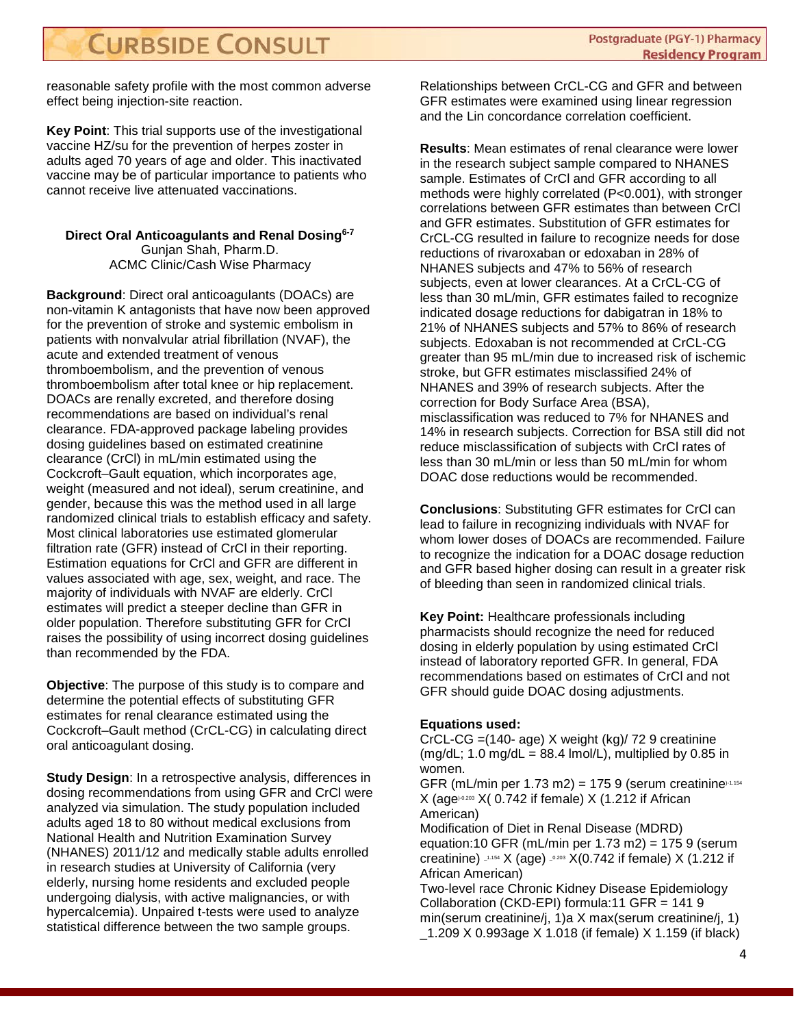reasonable safety profile with the most common adverse effect being injection-site reaction.

**Key Point**: This trial supports use of the investigational vaccine HZ/su for the prevention of herpes zoster in adults aged 70 years of age and older. This inactivated vaccine may be of particular importance to patients who cannot receive live attenuated vaccinations.

**Direct Oral Anticoagulants and Renal Dosing**[6-7]
Gunjan Shah, Pharm.D.
ACMC Clinic/Cash Wise Pharmacy

**Background**: Direct oral anticoagulants (DOACs) are non-vitamin K antagonists that have now been approved for the prevention of stroke and systemic embolism in patients with nonvalvular atrial fibrillation (NVAF), the acute and extended treatment of venous thromboembolism, and the prevention of venous thromboembolism after total knee or hip replacement. DOACs are renally excreted, and therefore dosing recommendations are based on individual's renal clearance. FDA-approved package labeling provides dosing guidelines based on estimated creatinine clearance (CrCl) in mL/min estimated using the Cockcroft–Gault equation, which incorporates age, weight (measured and not ideal), serum creatinine, and gender, because this was the method used in all large randomized clinical trials to establish efficacy and safety. Most clinical laboratories use estimated glomerular filtration rate (GFR) instead of CrCl in their reporting. Estimation equations for CrCl and GFR are different in values associated with age, sex, weight, and race. The majority of individuals with NVAF are elderly. CrCl estimates will predict a steeper decline than GFR in older population. Therefore substituting GFR for CrCl raises the possibility of using incorrect dosing guidelines than recommended by the FDA.

**Objective**: The purpose of this study is to compare and determine the potential effects of substituting GFR estimates for renal clearance estimated using the Cockcroft–Gault method (CrCL-CG) in calculating direct oral anticoagulant dosing.

**Study Design**: In a retrospective analysis, differences in dosing recommendations from using GFR and CrCl were analyzed via simulation. The study population included adults aged 18 to 80 without medical exclusions from National Health and Nutrition Examination Survey (NHANES) 2011/12 and medically stable adults enrolled in research studies at University of California (very elderly, nursing home residents and excluded people undergoing dialysis, with active malignancies, or with hypercalcemia). Unpaired t-tests were used to analyze statistical difference between the two sample groups. Relationships between CrCL-CG and GFR and between GFR estimates were examined using linear regression and the Lin concordance correlation coefficient.

**Results**: Mean estimates of renal clearance were lower in the research subject sample compared to NHANES sample. Estimates of CrCl and GFR according to all methods were highly correlated ($P<0.001$), with stronger correlations between GFR estimates than between CrCl and GFR estimates. Substitution of GFR estimates for CrCL-CG resulted in failure to recognize needs for dose reductions of rivaroxaban or edoxaban in 28% of NHANES subjects and 47% to 56% of research subjects, even at lower clearances. At a CrCL-CG of less than 30 mL/min, GFR estimates failed to recognize indicated dosage reductions for dabigatran in 18% to 21% of NHANES subjects and 57% to 86% of research subjects. Edoxaban is not recommended at CrCL-CG greater than 95 mL/min due to increased risk of ischemic stroke, but GFR estimates misclassified 24% of NHANES and 39% of research subjects. After the correction for Body Surface Area (BSA), misclassification was reduced to 7% for NHANES and 14% in research subjects. Correction for BSA still did not reduce misclassification of subjects with CrCl rates of less than 30 mL/min or less than 50 mL/min for whom DOAC dose reductions would be recommended.

**Conclusions**: Substituting GFR estimates for CrCl can lead to failure in recognizing individuals with NVAF for whom lower doses of DOACs are recommended. Failure to recognize the indication for a DOAC dosage reduction and GFR based higher dosing can result in a greater risk of bleeding than seen in randomized clinical trials.

**Key Point:** Healthcare professionals including pharmacists should recognize the need for reduced dosing in elderly population by using estimated CrCl instead of laboratory reported GFR. In general, FDA recommendations based on estimates of CrCl and not GFR should guide DOAC dosing adjustments.

**Equations used:**
CrCL-CG =(140- age) X weight (kg)/ 72 9 creatinine (mg/dL; 1.0 mg/dL = 88.4 lmol/L), multiplied by 0.85 in women.
GFR (mL/min per 1.73 m2) = 175 9 (serum creatinine$^{-1.154}$ X (age$^{-0.203}$ X( 0.742 if female) X (1.212 if African American)
Modification of Diet in Renal Disease (MDRD) equation:10 GFR (mL/min per 1.73 m2) = 175 9 (serum creatinine) $^{-1.154}$ X (age) $^{-0.203}$ X(0.742 if female) X (1.212 if African American)
Two-level race Chronic Kidney Disease Epidemiology Collaboration (CKD-EPI) formula:11 GFR = 141 9 min(serum creatinine/j, 1)a X max(serum creatinine/j, 1) _1.209 X 0.993age X 1.018 (if female) X 1.159 (if black)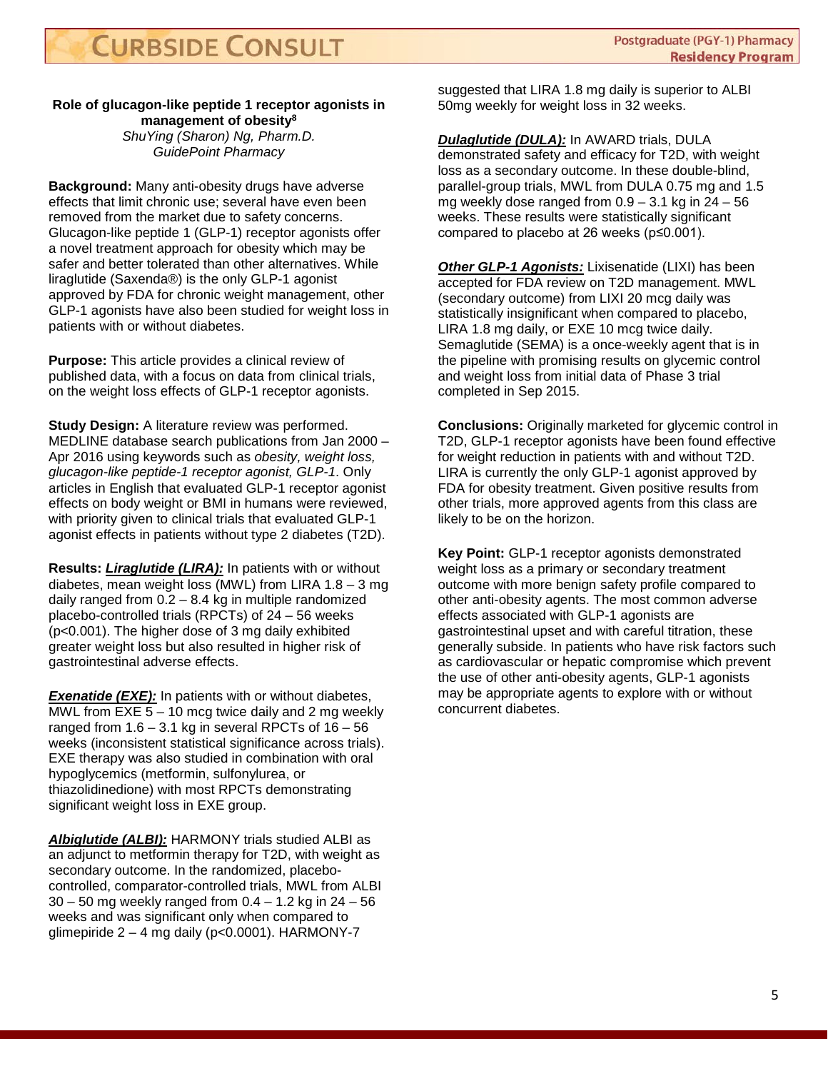## Role of glucagon-like peptide 1 receptor agonists in management of obesity[8]

*ShuYing (Sharon) Ng, Pharm.D.*
*GuidePoint Pharmacy*

**Background:** Many anti-obesity drugs have adverse effects that limit chronic use; several have even been removed from the market due to safety concerns. Glucagon-like peptide 1 (GLP-1) receptor agonists offer a novel treatment approach for obesity which may be safer and better tolerated than other alternatives. While liraglutide (Saxenda®) is the only GLP-1 agonist approved by FDA for chronic weight management, other GLP-1 agonists have also been studied for weight loss in patients with or without diabetes.

**Purpose:** This article provides a clinical review of published data, with a focus on data from clinical trials, on the weight loss effects of GLP-1 receptor agonists.

**Study Design:** A literature review was performed. MEDLINE database search publications from Jan 2000 – Apr 2016 using keywords such as *obesity, weight loss, glucagon-like peptide-1 receptor agonist, GLP-1*. Only articles in English that evaluated GLP-1 receptor agonist effects on body weight or BMI in humans were reviewed, with priority given to clinical trials that evaluated GLP-1 agonist effects in patients without type 2 diabetes (T2D).

**Results:** ***Liraglutide (LIRA):*** In patients with or without diabetes, mean weight loss (MWL) from LIRA 1.8 – 3 mg daily ranged from 0.2 – 8.4 kg in multiple randomized placebo-controlled trials (RPCTs) of 24 – 56 weeks ($p<0.001$). The higher dose of 3 mg daily exhibited greater weight loss but also resulted in higher risk of gastrointestinal adverse effects.

***Exenatide (EXE):*** In patients with or without diabetes, MWL from EXE 5 – 10 mcg twice daily and 2 mg weekly ranged from 1.6 – 3.1 kg in several RPCTs of 16 – 56 weeks (inconsistent statistical significance across trials). EXE therapy was also studied in combination with oral hypoglycemics (metformin, sulfonylurea, or thiazolidinedione) with most RPCTs demonstrating significant weight loss in EXE group.

***Albiglutide (ALBI):*** HARMONY trials studied ALBI as an adjunct to metformin therapy for T2D, with weight as secondary outcome. In the randomized, placebo-controlled, comparator-controlled trials, MWL from ALBI 30 – 50 mg weekly ranged from 0.4 – 1.2 kg in 24 – 56 weeks and was significant only when compared to glimepiride 2 – 4 mg daily ($p<0.0001$). HARMONY-7 suggested that LIRA 1.8 mg daily is superior to ALBI 50mg weekly for weight loss in 32 weeks.

***Dulaglutide (DULA):*** In AWARD trials, DULA demonstrated safety and efficacy for T2D, with weight loss as a secondary outcome. In these double-blind, parallel-group trials, MWL from DULA 0.75 mg and 1.5 mg weekly dose ranged from 0.9 – 3.1 kg in 24 – 56 weeks. These results were statistically significant compared to placebo at 26 weeks ($p\leq0.001$).

***Other GLP-1 Agonists:*** Lixisenatide (LIXI) has been accepted for FDA review on T2D management. MWL (secondary outcome) from LIXI 20 mcg daily was statistically insignificant when compared to placebo, LIRA 1.8 mg daily, or EXE 10 mcg twice daily. Semaglutide (SEMA) is a once-weekly agent that is in the pipeline with promising results on glycemic control and weight loss from initial data of Phase 3 trial completed in Sep 2015.

**Conclusions:** Originally marketed for glycemic control in T2D, GLP-1 receptor agonists have been found effective for weight reduction in patients with and without T2D. LIRA is currently the only GLP-1 agonist approved by FDA for obesity treatment. Given positive results from other trials, more approved agents from this class are likely to be on the horizon.

**Key Point:** GLP-1 receptor agonists demonstrated weight loss as a primary or secondary treatment outcome with more benign safety profile compared to other anti-obesity agents. The most common adverse effects associated with GLP-1 agonists are gastrointestinal upset and with careful titration, these generally subside. In patients who have risk factors such as cardiovascular or hepatic compromise which prevent the use of other anti-obesity agents, GLP-1 agonists may be appropriate agents to explore with or without concurrent diabetes.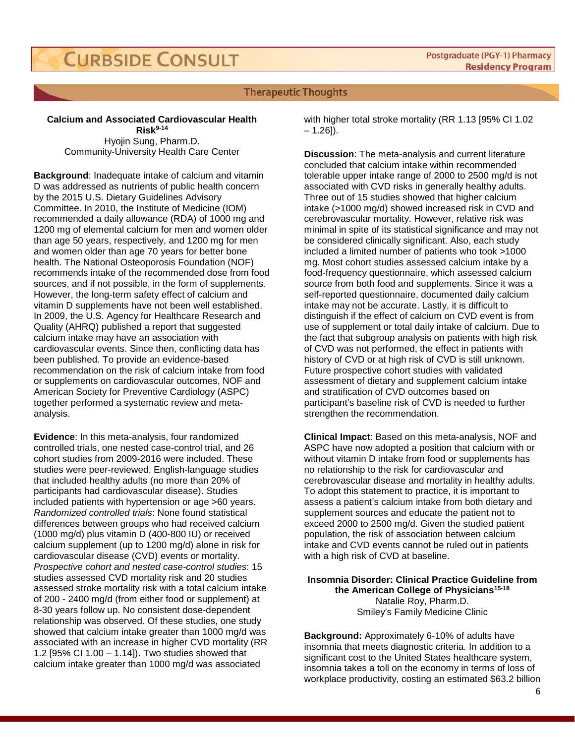## Therapeutic Thoughts

### Calcium and Associated Cardiovascular Health Risk[9-14]

Hyojin Sung, Pharm.D.
Community-University Health Care Center

**Background**: Inadequate intake of calcium and vitamin D was addressed as nutrients of public health concern by the 2015 U.S. Dietary Guidelines Advisory Committee. In 2010, the Institute of Medicine (IOM) recommended a daily allowance (RDA) of 1000 mg and 1200 mg of elemental calcium for men and women older than age 50 years, respectively, and 1200 mg for men and women older than age 70 years for better bone health. The National Osteoporosis Foundation (NOF) recommends intake of the recommended dose from food sources, and if not possible, in the form of supplements. However, the long-term safety effect of calcium and vitamin D supplements have not been well established. In 2009, the U.S. Agency for Healthcare Research and Quality (AHRQ) published a report that suggested calcium intake may have an association with cardiovascular events. Since then, conflicting data has been published. To provide an evidence-based recommendation on the risk of calcium intake from food or supplements on cardiovascular outcomes, NOF and American Society for Preventive Cardiology (ASPC) together performed a systematic review and meta-analysis.

**Evidence**: In this meta-analysis, four randomized controlled trials, one nested case-control trial, and 26 cohort studies from 2009-2016 were included. These studies were peer-reviewed, English-language studies that included healthy adults (no more than 20% of participants had cardiovascular disease). Studies included patients with hypertension or age >60 years. *Randomized controlled trials*: None found statistical differences between groups who had received calcium (1000 mg/d) plus vitamin D (400-800 IU) or received calcium supplement (up to 1200 mg/d) alone in risk for cardiovascular disease (CVD) events or mortality. *Prospective cohort and nested case-control studies*: 15 studies assessed CVD mortality risk and 20 studies assessed stroke mortality risk with a total calcium intake of 200 - 2400 mg/d (from either food or supplement) at 8-30 years follow up. No consistent dose-dependent relationship was observed. Of these studies, one study showed that calcium intake greater than 1000 mg/d was associated with an increase in higher CVD mortality (RR 1.2 [95% CI 1.00 – 1.14]). Two studies showed that calcium intake greater than 1000 mg/d was associated with higher total stroke mortality (RR 1.13 [95% CI 1.02 – 1.26]).

**Discussion**: The meta-analysis and current literature concluded that calcium intake within recommended tolerable upper intake range of 2000 to 2500 mg/d is not associated with CVD risks in generally healthy adults. Three out of 15 studies showed that higher calcium intake (>1000 mg/d) showed increased risk in CVD and cerebrovascular mortality. However, relative risk was minimal in spite of its statistical significance and may not be considered clinically significant. Also, each study included a limited number of patients who took >1000 mg. Most cohort studies assessed calcium intake by a food-frequency questionnaire, which assessed calcium source from both food and supplements. Since it was a self-reported questionnaire, documented daily calcium intake may not be accurate. Lastly, it is difficult to distinguish if the effect of calcium on CVD event is from use of supplement or total daily intake of calcium. Due to the fact that subgroup analysis on patients with high risk of CVD was not performed, the effect in patients with history of CVD or at high risk of CVD is still unknown. Future prospective cohort studies with validated assessment of dietary and supplement calcium intake and stratification of CVD outcomes based on participant's baseline risk of CVD is needed to further strengthen the recommendation.

**Clinical Impact**: Based on this meta-analysis, NOF and ASPC have now adopted a position that calcium with or without vitamin D intake from food or supplements has no relationship to the risk for cardiovascular and cerebrovascular disease and mortality in healthy adults. To adopt this statement to practice, it is important to assess a patient's calcium intake from both dietary and supplement sources and educate the patient not to exceed 2000 to 2500 mg/d. Given the studied patient population, the risk of association between calcium intake and CVD events cannot be ruled out in patients with a high risk of CVD at baseline.

### Insomnia Disorder: Clinical Practice Guideline from the American College of Physicians[15-18]

Natalie Roy, Pharm.D.
Smiley's Family Medicine Clinic

**Background:** Approximately 6-10% of adults have insomnia that meets diagnostic criteria. In addition to a significant cost to the United States healthcare system, insomnia takes a toll on the economy in terms of loss of workplace productivity, costing an estimated $63.2 billion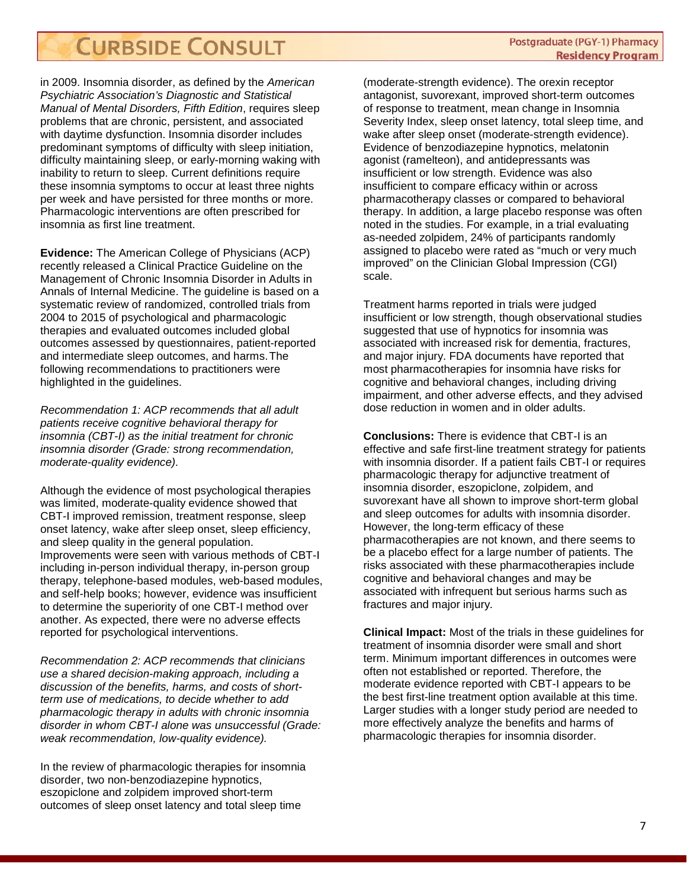in 2009. Insomnia disorder, as defined by the *American Psychiatric Association's Diagnostic and Statistical Manual of Mental Disorders, Fifth Edition*, requires sleep problems that are chronic, persistent, and associated with daytime dysfunction. Insomnia disorder includes predominant symptoms of difficulty with sleep initiation, difficulty maintaining sleep, or early-morning waking with inability to return to sleep. Current definitions require these insomnia symptoms to occur at least three nights per week and have persisted for three months or more. Pharmacologic interventions are often prescribed for insomnia as first line treatment.

**Evidence:** The American College of Physicians (ACP) recently released a Clinical Practice Guideline on the Management of Chronic Insomnia Disorder in Adults in Annals of Internal Medicine. The guideline is based on a systematic review of randomized, controlled trials from 2004 to 2015 of psychological and pharmacologic therapies and evaluated outcomes included global outcomes assessed by questionnaires, patient-reported and intermediate sleep outcomes, and harms. The following recommendations to practitioners were highlighted in the guidelines.

*Recommendation 1: ACP recommends that all adult patients receive cognitive behavioral therapy for insomnia (CBT-I) as the initial treatment for chronic insomnia disorder (Grade: strong recommendation, moderate-quality evidence).*

Although the evidence of most psychological therapies was limited, moderate-quality evidence showed that CBT-I improved remission, treatment response, sleep onset latency, wake after sleep onset, sleep efficiency, and sleep quality in the general population. Improvements were seen with various methods of CBT-I including in-person individual therapy, in-person group therapy, telephone-based modules, web-based modules, and self-help books; however, evidence was insufficient to determine the superiority of one CBT-I method over another. As expected, there were no adverse effects reported for psychological interventions.

*Recommendation 2: ACP recommends that clinicians use a shared decision-making approach, including a discussion of the benefits, harms, and costs of short-term use of medications, to decide whether to add pharmacologic therapy in adults with chronic insomnia disorder in whom CBT-I alone was unsuccessful (Grade: weak recommendation, low-quality evidence).*

In the review of pharmacologic therapies for insomnia disorder, two non-benzodiazepine hypnotics, eszopiclone and zolpidem improved short-term outcomes of sleep onset latency and total sleep time (moderate-strength evidence). The orexin receptor antagonist, suvorexant, improved short-term outcomes of response to treatment, mean change in Insomnia Severity Index, sleep onset latency, total sleep time, and wake after sleep onset (moderate-strength evidence). Evidence of benzodiazepine hypnotics, melatonin agonist (ramelteon), and antidepressants was insufficient or low strength. Evidence was also insufficient to compare efficacy within or across pharmacotherapy classes or compared to behavioral therapy. In addition, a large placebo response was often noted in the studies. For example, in a trial evaluating as-needed zolpidem, 24% of participants randomly assigned to placebo were rated as "much or very much improved" on the Clinician Global Impression (CGI) scale.

Treatment harms reported in trials were judged insufficient or low strength, though observational studies suggested that use of hypnotics for insomnia was associated with increased risk for dementia, fractures, and major injury. FDA documents have reported that most pharmacotherapies for insomnia have risks for cognitive and behavioral changes, including driving impairment, and other adverse effects, and they advised dose reduction in women and in older adults.

**Conclusions:** There is evidence that CBT-I is an effective and safe first-line treatment strategy for patients with insomnia disorder. If a patient fails CBT-I or requires pharmacologic therapy for adjunctive treatment of insomnia disorder, eszopiclone, zolpidem, and suvorexant have all shown to improve short-term global and sleep outcomes for adults with insomnia disorder. However, the long-term efficacy of these pharmacotherapies are not known, and there seems to be a placebo effect for a large number of patients. The risks associated with these pharmacotherapies include cognitive and behavioral changes and may be associated with infrequent but serious harms such as fractures and major injury.

**Clinical Impact:** Most of the trials in these guidelines for treatment of insomnia disorder were small and short term. Minimum important differences in outcomes were often not established or reported. Therefore, the moderate evidence reported with CBT-I appears to be the best first-line treatment option available at this time. Larger studies with a longer study period are needed to more effectively analyze the benefits and harms of pharmacologic therapies for insomnia disorder.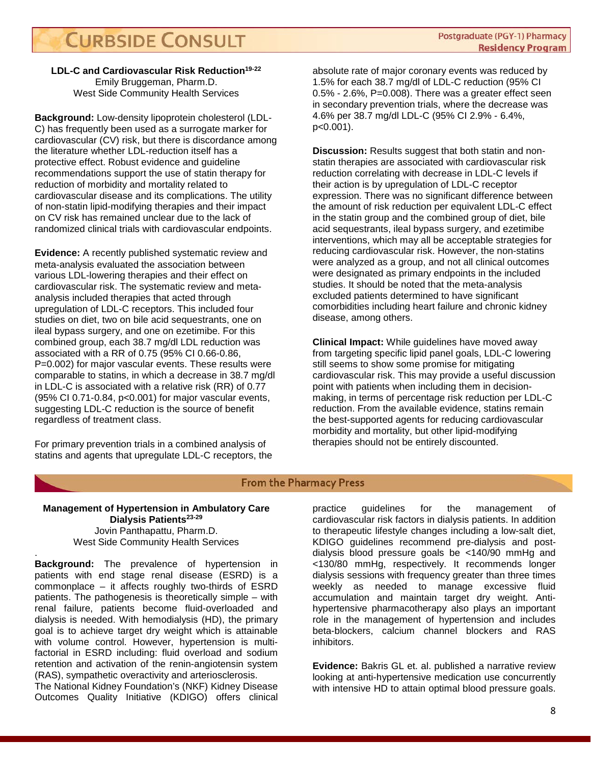### LDL-C and Cardiovascular Risk Reduction[19-22]

Emily Bruggeman, Pharm.D.
West Side Community Health Services

**Background:** Low-density lipoprotein cholesterol (LDL-C) has frequently been used as a surrogate marker for cardiovascular (CV) risk, but there is discordance among the literature whether LDL-reduction itself has a protective effect. Robust evidence and guideline recommendations support the use of statin therapy for reduction of morbidity and mortality related to cardiovascular disease and its complications. The utility of non-statin lipid-modifying therapies and their impact on CV risk has remained unclear due to the lack of randomized clinical trials with cardiovascular endpoints.

**Evidence:** A recently published systematic review and meta-analysis evaluated the association between various LDL-lowering therapies and their effect on cardiovascular risk. The systematic review and meta-analysis included therapies that acted through upregulation of LDL-C receptors. This included four studies on diet, two on bile acid sequestrants, one on ileal bypass surgery, and one on ezetimibe. For this combined group, each 38.7 mg/dl LDL reduction was associated with a RR of 0.75 (95% CI 0.66-0.86, P=0.002) for major vascular events. These results were comparable to statins, in which a decrease in 38.7 mg/dl in LDL-C is associated with a relative risk (RR) of 0.77 (95% CI 0.71-0.84, p<0.001) for major vascular events, suggesting LDL-C reduction is the source of benefit regardless of treatment class.

For primary prevention trials in a combined analysis of statins and agents that upregulate LDL-C receptors, the absolute rate of major coronary events was reduced by 1.5% for each 38.7 mg/dl of LDL-C reduction (95% CI 0.5% - 2.6%, P=0.008). There was a greater effect seen in secondary prevention trials, where the decrease was 4.6% per 38.7 mg/dl LDL-C (95% CI 2.9% - 6.4%, p<0.001).

**Discussion:** Results suggest that both statin and non-statin therapies are associated with cardiovascular risk reduction correlating with decrease in LDL-C levels if their action is by upregulation of LDL-C receptor expression. There was no significant difference between the amount of risk reduction per equivalent LDL-C effect in the statin group and the combined group of diet, bile acid sequestrants, ileal bypass surgery, and ezetimibe interventions, which may all be acceptable strategies for reducing cardiovascular risk. However, the non-statins were analyzed as a group, and not all clinical outcomes were designated as primary endpoints in the included studies. It should be noted that the meta-analysis excluded patients determined to have significant comorbidities including heart failure and chronic kidney disease, among others.

**Clinical Impact:** While guidelines have moved away from targeting specific lipid panel goals, LDL-C lowering still seems to show some promise for mitigating cardiovascular risk. This may provide a useful discussion point with patients when including them in decision-making, in terms of percentage risk reduction per LDL-C reduction. From the available evidence, statins remain the best-supported agents for reducing cardiovascular morbidity and mortality, but other lipid-modifying therapies should not be entirely discounted.

## From the Pharmacy Press

### Management of Hypertension in Ambulatory Care Dialysis Patients[23-29]

Jovin Panthapattu, Pharm.D.
West Side Community Health Services

**Background:** The prevalence of hypertension in patients with end stage renal disease (ESRD) is a commonplace – it affects roughly two-thirds of ESRD patients. The pathogenesis is theoretically simple – with renal failure, patients become fluid-overloaded and dialysis is needed. With hemodialysis (HD), the primary goal is to achieve target dry weight which is attainable with volume control. However, hypertension is multi-factorial in ESRD including: fluid overload and sodium retention and activation of the renin-angiotensin system (RAS), sympathetic overactivity and arteriosclerosis.
The National Kidney Foundation's (NKF) Kidney Disease Outcomes Quality Initiative (KDIGO) offers clinical practice guidelines for the management of cardiovascular risk factors in dialysis patients. In addition to therapeutic lifestyle changes including a low-salt diet, KDIGO guidelines recommend pre-dialysis and post-dialysis blood pressure goals be <140/90 mmHg and <130/80 mmHg, respectively. It recommends longer dialysis sessions with frequency greater than three times weekly as needed to manage excessive fluid accumulation and maintain target dry weight. Anti-hypertensive pharmacotherapy also plays an important role in the management of hypertension and includes beta-blockers, calcium channel blockers and RAS inhibitors.

**Evidence:** Bakris GL et. al. published a narrative review looking at anti-hypertensive medication use concurrently with intensive HD to attain optimal blood pressure goals.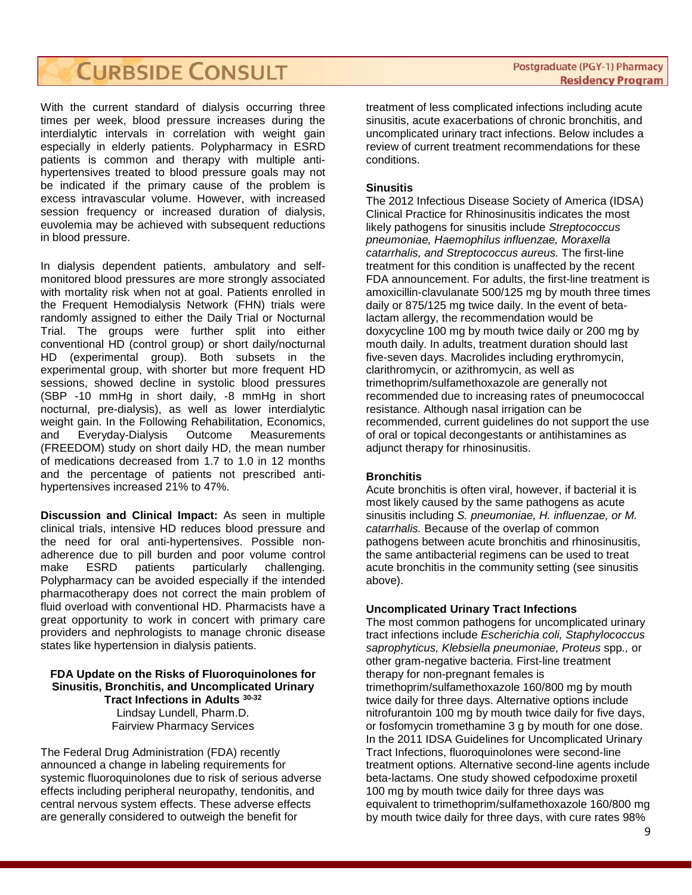With the current standard of dialysis occurring three times per week, blood pressure increases during the interdialytic intervals in correlation with weight gain especially in elderly patients. Polypharmacy in ESRD patients is common and therapy with multiple anti-hypertensives treated to blood pressure goals may not be indicated if the primary cause of the problem is excess intravascular volume. However, with increased session frequency or increased duration of dialysis, euvolemia may be achieved with subsequent reductions in blood pressure.

In dialysis dependent patients, ambulatory and self-monitored blood pressures are more strongly associated with mortality risk when not at goal. Patients enrolled in the Frequent Hemodialysis Network (FHN) trials were randomly assigned to either the Daily Trial or Nocturnal Trial. The groups were further split into either conventional HD (control group) or short daily/nocturnal HD (experimental group). Both subsets in the experimental group, with shorter but more frequent HD sessions, showed decline in systolic blood pressures (SBP -10 mmHg in short daily, -8 mmHg in short nocturnal, pre-dialysis), as well as lower interdialytic weight gain. In the Following Rehabilitation, Economics, and Everyday-Dialysis Outcome Measurements (FREEDOM) study on short daily HD, the mean number of medications decreased from 1.7 to 1.0 in 12 months and the percentage of patients not prescribed anti-hypertensives increased 21% to 47%.

**Discussion and Clinical Impact:** As seen in multiple clinical trials, intensive HD reduces blood pressure and the need for oral anti-hypertensives. Possible non-adherence due to pill burden and poor volume control make ESRD patients particularly challenging. Polypharmacy can be avoided especially if the intended pharmacotherapy does not correct the main problem of fluid overload with conventional HD. Pharmacists have a great opportunity to work in concert with primary care providers and nephrologists to manage chronic disease states like hypertension in dialysis patients.

## FDA Update on the Risks of Fluoroquinolones for Sinusitis, Bronchitis, and Uncomplicated Urinary Tract Infections in Adults [30-32]

Lindsay Lundell, Pharm.D.
Fairview Pharmacy Services

The Federal Drug Administration (FDA) recently announced a change in labeling requirements for systemic fluoroquinolones due to risk of serious adverse effects including peripheral neuropathy, tendonitis, and central nervous system effects. These adverse effects are generally considered to outweigh the benefit for treatment of less complicated infections including acute sinusitis, acute exacerbations of chronic bronchitis, and uncomplicated urinary tract infections. Below includes a review of current treatment recommendations for these conditions.

### Sinusitis

The 2012 Infectious Disease Society of America (IDSA) Clinical Practice for Rhinosinusitis indicates the most likely pathogens for sinusitis include *Streptococcus pneumoniae, Haemophilus influenzae, Moraxella catarrhalis, and Streptococcus aureus.* The first-line treatment for this condition is unaffected by the recent FDA announcement. For adults, the first-line treatment is amoxicillin-clavulanate 500/125 mg by mouth three times daily or 875/125 mg twice daily. In the event of beta-lactam allergy, the recommendation would be doxycycline 100 mg by mouth twice daily or 200 mg by mouth daily. In adults, treatment duration should last five-seven days. Macrolides including erythromycin, clarithromycin, or azithromycin, as well as trimethoprim/sulfamethoxazole are generally not recommended due to increasing rates of pneumococcal resistance. Although nasal irrigation can be recommended, current guidelines do not support the use of oral or topical decongestants or antihistamines as adjunct therapy for rhinosinusitis.

### Bronchitis

Acute bronchitis is often viral, however, if bacterial it is most likely caused by the same pathogens as acute sinusitis including *S. pneumoniae, H. influenzae, or M. catarrhalis.* Because of the overlap of common pathogens between acute bronchitis and rhinosinusitis, the same antibacterial regimens can be used to treat acute bronchitis in the community setting (see sinusitis above).

### Uncomplicated Urinary Tract Infections

The most common pathogens for uncomplicated urinary tract infections include *Escherichia coli, Staphylococcus saprophyticus, Klebsiella pneumoniae, Proteus* spp., or other gram-negative bacteria. First-line treatment therapy for non-pregnant females is trimethoprim/sulfamethoxazole 160/800 mg by mouth twice daily for three days. Alternative options include nitrofurantoin 100 mg by mouth twice daily for five days, or fosfomycin tromethamine 3 g by mouth for one dose. In the 2011 IDSA Guidelines for Uncomplicated Urinary Tract Infections, fluoroquinolones were second-line treatment options. Alternative second-line agents include beta-lactams. One study showed cefpodoxime proxetil 100 mg by mouth twice daily for three days was equivalent to trimethoprim/sulfamethoxazole 160/800 mg by mouth twice daily for three days, with cure rates 98%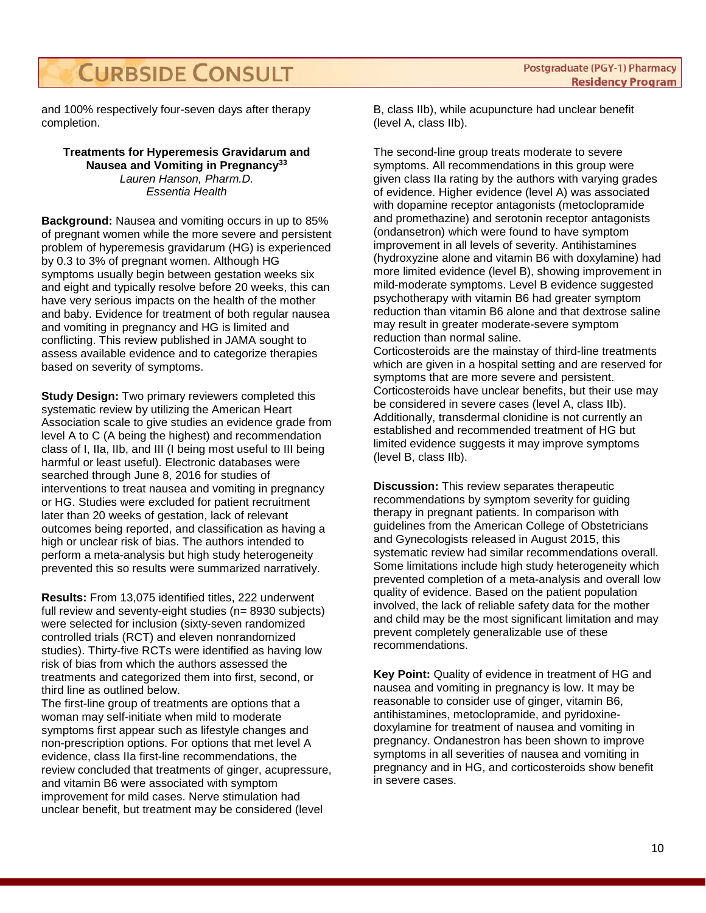and 100% respectively four-seven days after therapy completion.

### Treatments for Hyperemesis Gravidarum and Nausea and Vomiting in Pregnancy[33]

*Lauren Hanson, Pharm.D.*
*Essentia Health*

**Background:** Nausea and vomiting occurs in up to 85% of pregnant women while the more severe and persistent problem of hyperemesis gravidarum (HG) is experienced by 0.3 to 3% of pregnant women. Although HG symptoms usually begin between gestation weeks six and eight and typically resolve before 20 weeks, this can have very serious impacts on the health of the mother and baby. Evidence for treatment of both regular nausea and vomiting in pregnancy and HG is limited and conflicting. This review published in JAMA sought to assess available evidence and to categorize therapies based on severity of symptoms.

**Study Design:** Two primary reviewers completed this systematic review by utilizing the American Heart Association scale to give studies an evidence grade from level A to C (A being the highest) and recommendation class of I, IIa, IIb, and III (I being most useful to III being harmful or least useful). Electronic databases were searched through June 8, 2016 for studies of interventions to treat nausea and vomiting in pregnancy or HG. Studies were excluded for patient recruitment later than 20 weeks of gestation, lack of relevant outcomes being reported, and classification as having a high or unclear risk of bias. The authors intended to perform a meta-analysis but high study heterogeneity prevented this so results were summarized narratively.

**Results:** From 13,075 identified titles, 222 underwent full review and seventy-eight studies (n= 8930 subjects) were selected for inclusion (sixty-seven randomized controlled trials (RCT) and eleven nonrandomized studies). Thirty-five RCTs were identified as having low risk of bias from which the authors assessed the treatments and categorized them into first, second, or third line as outlined below.
The first-line group of treatments are options that a woman may self-initiate when mild to moderate symptoms first appear such as lifestyle changes and non-prescription options. For options that met level A evidence, class IIa first-line recommendations, the review concluded that treatments of ginger, acupressure, and vitamin B6 were associated with symptom improvement for mild cases. Nerve stimulation had unclear benefit, but treatment may be considered (level B, class IIb), while acupuncture had unclear benefit (level A, class IIb).

The second-line group treats moderate to severe symptoms. All recommendations in this group were given class IIa rating by the authors with varying grades of evidence. Higher evidence (level A) was associated with dopamine receptor antagonists (metoclopramide and promethazine) and serotonin receptor antagonists (ondansetron) which were found to have symptom improvement in all levels of severity. Antihistamines (hydroxyzine alone and vitamin B6 with doxylamine) had more limited evidence (level B), showing improvement in mild-moderate symptoms. Level B evidence suggested psychotherapy with vitamin B6 had greater symptom reduction than vitamin B6 alone and that dextrose saline may result in greater moderate-severe symptom reduction than normal saline.
Corticosteroids are the mainstay of third-line treatments which are given in a hospital setting and are reserved for symptoms that are more severe and persistent. Corticosteroids have unclear benefits, but their use may be considered in severe cases (level A, class IIb). Additionally, transdermal clonidine is not currently an established and recommended treatment of HG but limited evidence suggests it may improve symptoms (level B, class IIb).

**Discussion:** This review separates therapeutic recommendations by symptom severity for guiding therapy in pregnant patients. In comparison with guidelines from the American College of Obstetricians and Gynecologists released in August 2015, this systematic review had similar recommendations overall. Some limitations include high study heterogeneity which prevented completion of a meta-analysis and overall low quality of evidence. Based on the patient population involved, the lack of reliable safety data for the mother and child may be the most significant limitation and may prevent completely generalizable use of these recommendations.

**Key Point:** Quality of evidence in treatment of HG and nausea and vomiting in pregnancy is low. It may be reasonable to consider use of ginger, vitamin B6, antihistamines, metoclopramide, and pyridoxine-doxylamine for treatment of nausea and vomiting in pregnancy. Ondanestron has been shown to improve symptoms in all severities of nausea and vomiting in pregnancy and in HG, and corticosteroids show benefit in severe cases.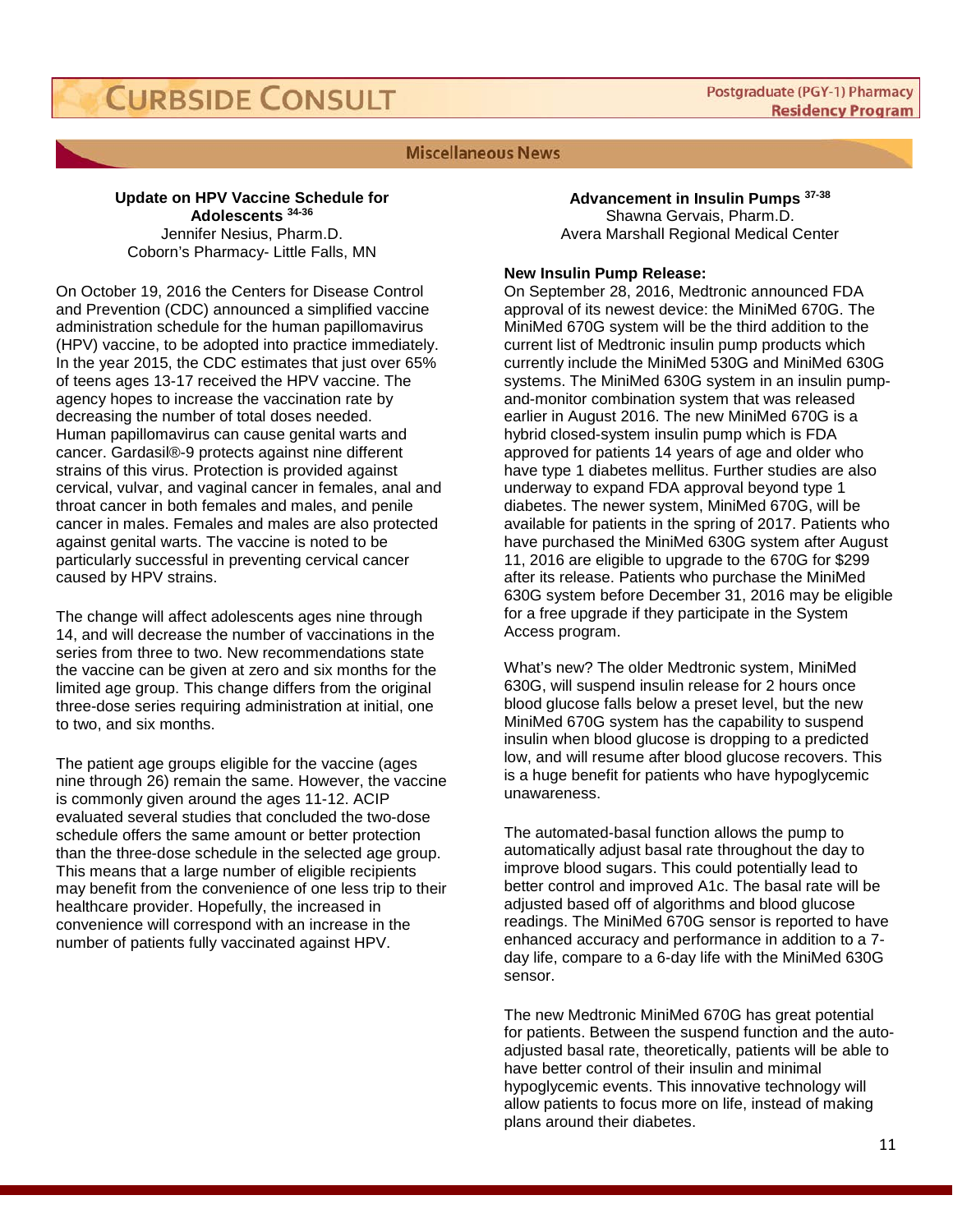## Miscellaneous News

### Update on HPV Vaccine Schedule for Adolescents [34-36]

Jennifer Nesius, Pharm.D.
Coborn's Pharmacy- Little Falls, MN

On October 19, 2016 the Centers for Disease Control and Prevention (CDC) announced a simplified vaccine administration schedule for the human papillomavirus (HPV) vaccine, to be adopted into practice immediately. In the year 2015, the CDC estimates that just over 65% of teens ages 13-17 received the HPV vaccine. The agency hopes to increase the vaccination rate by decreasing the number of total doses needed. Human papillomavirus can cause genital warts and cancer. Gardasil®-9 protects against nine different strains of this virus. Protection is provided against cervical, vulvar, and vaginal cancer in females, anal and throat cancer in both females and males, and penile cancer in males. Females and males are also protected against genital warts. The vaccine is noted to be particularly successful in preventing cervical cancer caused by HPV strains.

The change will affect adolescents ages nine through 14, and will decrease the number of vaccinations in the series from three to two. New recommendations state the vaccine can be given at zero and six months for the limited age group. This change differs from the original three-dose series requiring administration at initial, one to two, and six months.

The patient age groups eligible for the vaccine (ages nine through 26) remain the same. However, the vaccine is commonly given around the ages 11-12. ACIP evaluated several studies that concluded the two-dose schedule offers the same amount or better protection than the three-dose schedule in the selected age group. This means that a large number of eligible recipients may benefit from the convenience of one less trip to their healthcare provider. Hopefully, the increased in convenience will correspond with an increase in the number of patients fully vaccinated against HPV.

### Advancement in Insulin Pumps [37-38]

Shawna Gervais, Pharm.D.
Avera Marshall Regional Medical Center

**New Insulin Pump Release:**
On September 28, 2016, Medtronic announced FDA approval of its newest device: the MiniMed 670G. The MiniMed 670G system will be the third addition to the current list of Medtronic insulin pump products which currently include the MiniMed 530G and MiniMed 630G systems. The MiniMed 630G system in an insulin pump-and-monitor combination system that was released earlier in August 2016. The new MiniMed 670G is a hybrid closed-system insulin pump which is FDA approved for patients 14 years of age and older who have type 1 diabetes mellitus. Further studies are also underway to expand FDA approval beyond type 1 diabetes. The newer system, MiniMed 670G, will be available for patients in the spring of 2017. Patients who have purchased the MiniMed 630G system after August 11, 2016 are eligible to upgrade to the 670G for $299 after its release. Patients who purchase the MiniMed 630G system before December 31, 2016 may be eligible for a free upgrade if they participate in the System Access program.

What's new? The older Medtronic system, MiniMed 630G, will suspend insulin release for 2 hours once blood glucose falls below a preset level, but the new MiniMed 670G system has the capability to suspend insulin when blood glucose is dropping to a predicted low, and will resume after blood glucose recovers. This is a huge benefit for patients who have hypoglycemic unawareness.

The automated-basal function allows the pump to automatically adjust basal rate throughout the day to improve blood sugars. This could potentially lead to better control and improved A1c. The basal rate will be adjusted based off of algorithms and blood glucose readings. The MiniMed 670G sensor is reported to have enhanced accuracy and performance in addition to a 7-day life, compare to a 6-day life with the MiniMed 630G sensor.

The new Medtronic MiniMed 670G has great potential for patients. Between the suspend function and the auto-adjusted basal rate, theoretically, patients will be able to have better control of their insulin and minimal hypoglycemic events. This innovative technology will allow patients to focus more on life, instead of making plans around their diabetes.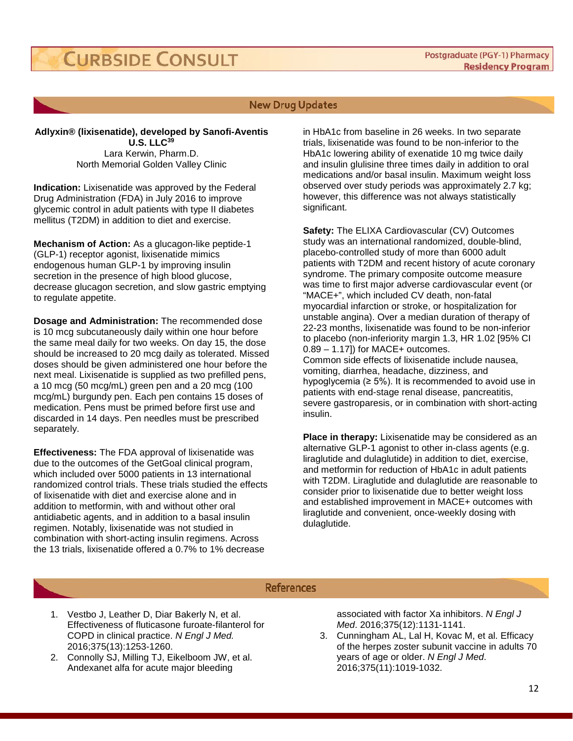## New Drug Updates

**Adlyxin® (lixisenatide), developed by Sanofi-Aventis U.S. LLC[39]**
Lara Kerwin, Pharm.D.
North Memorial Golden Valley Clinic

**Indication:** Lixisenatide was approved by the Federal Drug Administration (FDA) in July 2016 to improve glycemic control in adult patients with type II diabetes mellitus (T2DM) in addition to diet and exercise.

**Mechanism of Action:** As a glucagon-like peptide-1 (GLP-1) receptor agonist, lixisenatide mimics endogenous human GLP-1 by improving insulin secretion in the presence of high blood glucose, decrease glucagon secretion, and slow gastric emptying to regulate appetite.

**Dosage and Administration:** The recommended dose is 10 mcg subcutaneously daily within one hour before the same meal daily for two weeks. On day 15, the dose should be increased to 20 mcg daily as tolerated. Missed doses should be given administered one hour before the next meal. Lixisenatide is supplied as two prefilled pens, a 10 mcg (50 mcg/mL) green pen and a 20 mcg (100 mcg/mL) burgundy pen. Each pen contains 15 doses of medication. Pens must be primed before first use and discarded in 14 days. Pen needles must be prescribed separately.

**Effectiveness:** The FDA approval of lixisenatide was due to the outcomes of the GetGoal clinical program, which included over 5000 patients in 13 international randomized control trials. These trials studied the effects of lixisenatide with diet and exercise alone and in addition to metformin, with and without other oral antidiabetic agents, and in addition to a basal insulin regimen. Notably, lixisenatide was not studied in combination with short-acting insulin regimens. Across the 13 trials, lixisenatide offered a 0.7% to 1% decrease in HbA1c from baseline in 26 weeks. In two separate trials, lixisenatide was found to be non-inferior to the HbA1c lowering ability of exenatide 10 mg twice daily and insulin glulisine three times daily in addition to oral medications and/or basal insulin. Maximum weight loss observed over study periods was approximately 2.7 kg; however, this difference was not always statistically significant.

**Safety:** The ELIXA Cardiovascular (CV) Outcomes study was an international randomized, double-blind, placebo-controlled study of more than 6000 adult patients with T2DM and recent history of acute coronary syndrome. The primary composite outcome measure was time to first major adverse cardiovascular event (or "MACE+", which included CV death, non-fatal myocardial infarction or stroke, or hospitalization for unstable angina). Over a median duration of therapy of 22-23 months, lixisenatide was found to be non-inferior to placebo (non-inferiority margin 1.3, HR 1.02 [95% CI 0.89 – 1.17]) for MACE+ outcomes.
Common side effects of lixisenatide include nausea, vomiting, diarrhea, headache, dizziness, and hypoglycemia (≥ 5%). It is recommended to avoid use in patients with end-stage renal disease, pancreatitis, severe gastroparesis, or in combination with short-acting insulin.

**Place in therapy:** Lixisenatide may be considered as an alternative GLP-1 agonist to other in-class agents (e.g. liraglutide and dulaglutide) in addition to diet, exercise, and metformin for reduction of HbA1c in adult patients with T2DM. Liraglutide and dulaglutide are reasonable to consider prior to lixisenatide due to better weight loss and established improvement in MACE+ outcomes with liraglutide and convenient, once-weekly dosing with dulaglutide.

## References

1. Vestbo J, Leather D, Diar Bakerly N, et al. Effectiveness of fluticasone furoate-filanterol for COPD in clinical practice. *N Engl J Med.* 2016;375(13):1253-1260.
2. Connolly SJ, Milling TJ, Eikelboom JW, et al. Andexanet alfa for acute major bleeding associated with factor Xa inhibitors. *N Engl J Med*. 2016;375(12):1131-1141.
3. Cunningham AL, Lal H, Kovac M, et al. Efficacy of the herpes zoster subunit vaccine in adults 70 years of age or older. *N Engl J Med*. 2016;375(11):1019-1032.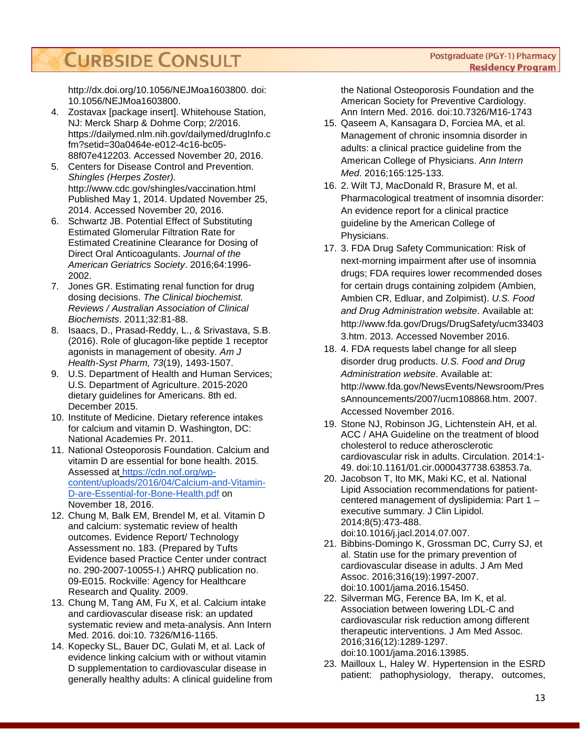http://dx.doi.org/10.1056/NEJMoa1603800. doi: 10.1056/NEJMoa1603800.

4. Zostavax [package insert]. Whitehouse Station, NJ: Merck Sharp & Dohme Corp; 2/2016. https://dailymed.nlm.nih.gov/dailymed/drugInfo.cfm?setid=30a0464e-e012-4c16-bc05-88f07e412203. Accessed November 20, 2016.
5. Centers for Disease Control and Prevention. *Shingles (Herpes Zoster).* http://www.cdc.gov/shingles/vaccination.html Published May 1, 2014. Updated November 25, 2014. Accessed November 20, 2016.
6. Schwartz JB. Potential Effect of Substituting Estimated Glomerular Filtration Rate for Estimated Creatinine Clearance for Dosing of Direct Oral Anticoagulants. *Journal of the American Geriatrics Society*. 2016;64:1996-2002.
7. Jones GR. Estimating renal function for drug dosing decisions. *The Clinical biochemist. Reviews / Australian Association of Clinical Biochemists*. 2011;32:81-88.
8. Isaacs, D., Prasad-Reddy, L., & Srivastava, S.B. (2016). Role of glucagon-like peptide 1 receptor agonists in management of obesity. *Am J Health-Syst Pharm, 73*(19), 1493-1507.
9. U.S. Department of Health and Human Services; U.S. Department of Agriculture. 2015-2020 dietary guidelines for Americans. 8th ed. December 2015.
10. Institute of Medicine. Dietary reference intakes for calcium and vitamin D. Washington, DC: National Academies Pr. 2011.
11. National Osteoporosis Foundation. Calcium and vitamin D are essential for bone health. 2015. Assessed at [https://cdn.nof.org/wp-content/uploads/2016/04/Calcium-and-Vitamin-D-are-Essential-for-Bone-Health.pdf](https://cdn.nof.org/wp-content/uploads/2016/04/Calcium-and-Vitamin-D-are-Essential-for-Bone-Health.pdf) on November 18, 2016.
12. Chung M, Balk EM, Brendel M, et al. Vitamin D and calcium: systematic review of health outcomes. Evidence Report/ Technology Assessment no. 183. (Prepared by Tufts Evidence based Practice Center under contract no. 290-2007-10055-I.) AHRQ publication no. 09-E015. Rockville: Agency for Healthcare Research and Quality. 2009.
13. Chung M, Tang AM, Fu X, et al. Calcium intake and cardiovascular disease risk: an updated systematic review and meta-analysis. Ann Intern Med. 2016. doi:10. 7326/M16-1165.
14. Kopecky SL, Bauer DC, Gulati M, et al. Lack of evidence linking calcium with or without vitamin D supplementation to cardiovascular disease in generally healthy adults: A clinical guideline from the National Osteoporosis Foundation and the American Society for Preventive Cardiology. Ann Intern Med. 2016. doi:10.7326/M16-1743
15. Qaseem A, Kansagara D, Forciea MA, et al. Management of chronic insomnia disorder in adults: a clinical practice guideline from the American College of Physicians. *Ann Intern Med*. 2016;165:125-133.
16. 2. Wilt TJ, MacDonald R, Brasure M, et al. Pharmacological treatment of insomnia disorder: An evidence report for a clinical practice guideline by the American College of Physicians.
17. 3. FDA Drug Safety Communication: Risk of next-morning impairment after use of insomnia drugs; FDA requires lower recommended doses for certain drugs containing zolpidem (Ambien, Ambien CR, Edluar, and Zolpimist). *U.S. Food and Drug Administration website*. Available at: http://www.fda.gov/Drugs/DrugSafety/ucm334033.htm. 2013. Accessed November 2016.
18. 4. FDA requests label change for all sleep disorder drug products. *U.S. Food and Drug Administration website*. Available at: http://www.fda.gov/NewsEvents/Newsroom/PressAnnouncements/2007/ucm108868.htm. 2007. Accessed November 2016.
19. Stone NJ, Robinson JG, Lichtenstein AH, et al. ACC / AHA Guideline on the treatment of blood cholesterol to reduce atherosclerotic cardiovascular risk in adults. Circulation. 2014:1-49. doi:10.1161/01.cir.0000437738.63853.7a.
20. Jacobson T, Ito MK, Maki KC, et al. National Lipid Association recommendations for patient-centered management of dyslipidemia: Part 1 – executive summary. J Clin Lipidol. 2014;8(5):473-488. doi:10.1016/j.jacl.2014.07.007.
21. Bibbins-Domingo K, Grossman DC, Curry SJ, et al. Statin use for the primary prevention of cardiovascular disease in adults. J Am Med Assoc. 2016;316(19):1997-2007. doi:10.1001/jama.2016.15450.
22. Silverman MG, Ference BA, Im K, et al. Association between lowering LDL-C and cardiovascular risk reduction among different therapeutic interventions. J Am Med Assoc. 2016;316(12):1289-1297. doi:10.1001/jama.2016.13985.
23. Mailloux L, Haley W. Hypertension in the ESRD patient: pathophysiology, therapy, outcomes,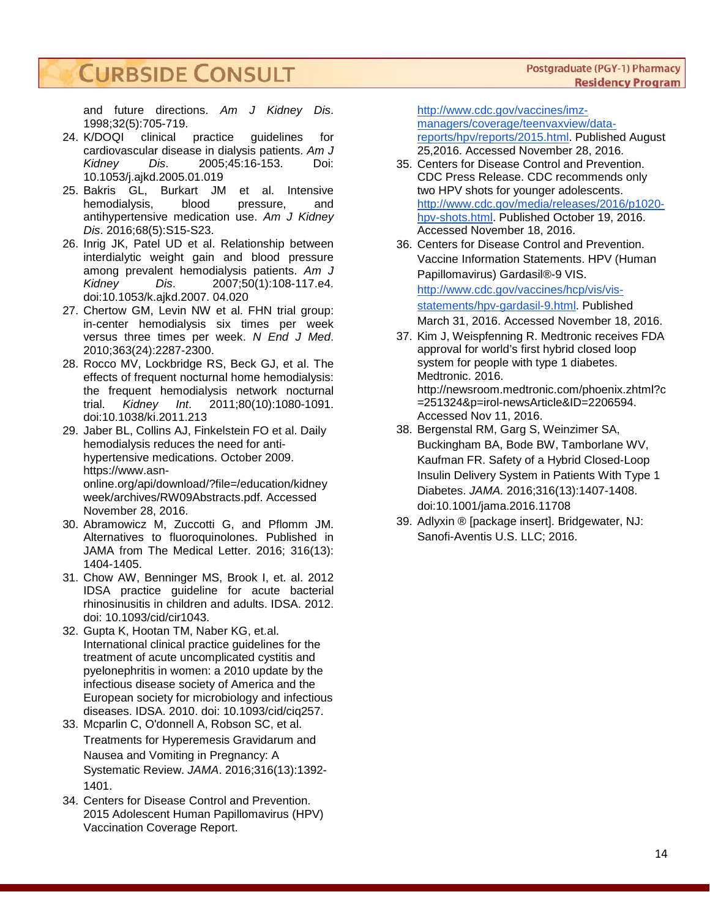and future directions. *Am J Kidney Dis*. 1998;32(5):705-719.

24. K/DOQI clinical practice guidelines for cardiovascular disease in dialysis patients. *Am J Kidney Dis*. 2005;45:16-153. Doi: 10.1053/j.ajkd.2005.01.019
25. Bakris GL, Burkart JM et al. Intensive hemodialysis, blood pressure, and antihypertensive medication use. *Am J Kidney Dis*. 2016;68(5):S15-S23.
26. Inrig JK, Patel UD et al. Relationship between interdialytic weight gain and blood pressure among prevalent hemodialysis patients. *Am J Kidney Dis*. 2007;50(1):108-117.e4. doi:10.1053/k.ajkd.2007. 04.020
27. Chertow GM, Levin NW et al. FHN trial group: in-center hemodialysis six times per week versus three times per week. *N End J Med*. 2010;363(24):2287-2300.
28. Rocco MV, Lockbridge RS, Beck GJ, et al. The effects of frequent nocturnal home hemodialysis: the frequent hemodialysis network nocturnal trial. *Kidney Int*. 2011;80(10):1080-1091. doi:10.1038/ki.2011.213
29. Jaber BL, Collins AJ, Finkelstein FO et al. Daily hemodialysis reduces the need for anti-hypertensive medications. October 2009. https://www.asn-online.org/api/download/?file=/education/kidneyweek/archives/RW09Abstracts.pdf. Accessed November 28, 2016.
30. Abramowicz M, Zuccotti G, and Pflomm JM. Alternatives to fluoroquinolones. Published in JAMA from The Medical Letter. 2016; 316(13): 1404-1405.
31. Chow AW, Benninger MS, Brook I, et. al. 2012 IDSA practice guideline for acute bacterial rhinosinusitis in children and adults. IDSA. 2012. doi: 10.1093/cid/cir1043.
32. Gupta K, Hootan TM, Naber KG, et.al. International clinical practice guidelines for the treatment of acute uncomplicated cystitis and pyelonephritis in women: a 2010 update by the infectious disease society of America and the European society for microbiology and infectious diseases. IDSA. 2010. doi: 10.1093/cid/ciq257.
33. Mcparlin C, O'donnell A, Robson SC, et al. Treatments for Hyperemesis Gravidarum and Nausea and Vomiting in Pregnancy: A Systematic Review. *JAMA*. 2016;316(13):1392-1401.
34. Centers for Disease Control and Prevention. 2015 Adolescent Human Papillomavirus (HPV) Vaccination Coverage Report. [http://www.cdc.gov/vaccines/imz-managers/coverage/teenvaxview/data-reports/hpv/reports/2015.html](http://www.cdc.gov/vaccines/imz-managers/coverage/teenvaxview/data-reports/hpv/reports/2015.html). Published August 25,2016. Accessed November 28, 2016.
35. Centers for Disease Control and Prevention. CDC Press Release. CDC recommends only two HPV shots for younger adolescents. [http://www.cdc.gov/media/releases/2016/p1020-hpv-shots.html](http://www.cdc.gov/media/releases/2016/p1020-hpv-shots.html). Published October 19, 2016. Accessed November 18, 2016.
36. Centers for Disease Control and Prevention. Vaccine Information Statements. HPV (Human Papillomavirus) Gardasil®-9 VIS. [http://www.cdc.gov/vaccines/hcp/vis/vis-statements/hpv-gardasil-9.html](http://www.cdc.gov/vaccines/hcp/vis/vis-statements/hpv-gardasil-9.html). Published March 31, 2016. Accessed November 18, 2016.
37. Kim J, Weispfenning R. Medtronic receives FDA approval for world's first hybrid closed loop system for people with type 1 diabetes. Medtronic. 2016. http://newsroom.medtronic.com/phoenix.zhtml?c=251324&p=irol-newsArticle&ID=2206594. Accessed Nov 11, 2016.
38. Bergenstal RM, Garg S, Weinzimer SA, Buckingham BA, Bode BW, Tamborlane WV, Kaufman FR. Safety of a Hybrid Closed-Loop Insulin Delivery System in Patients With Type 1 Diabetes. *JAMA.* 2016;316(13):1407-1408. doi:10.1001/jama.2016.11708
39. Adlyxin ® [package insert]. Bridgewater, NJ: Sanofi-Aventis U.S. LLC; 2016.